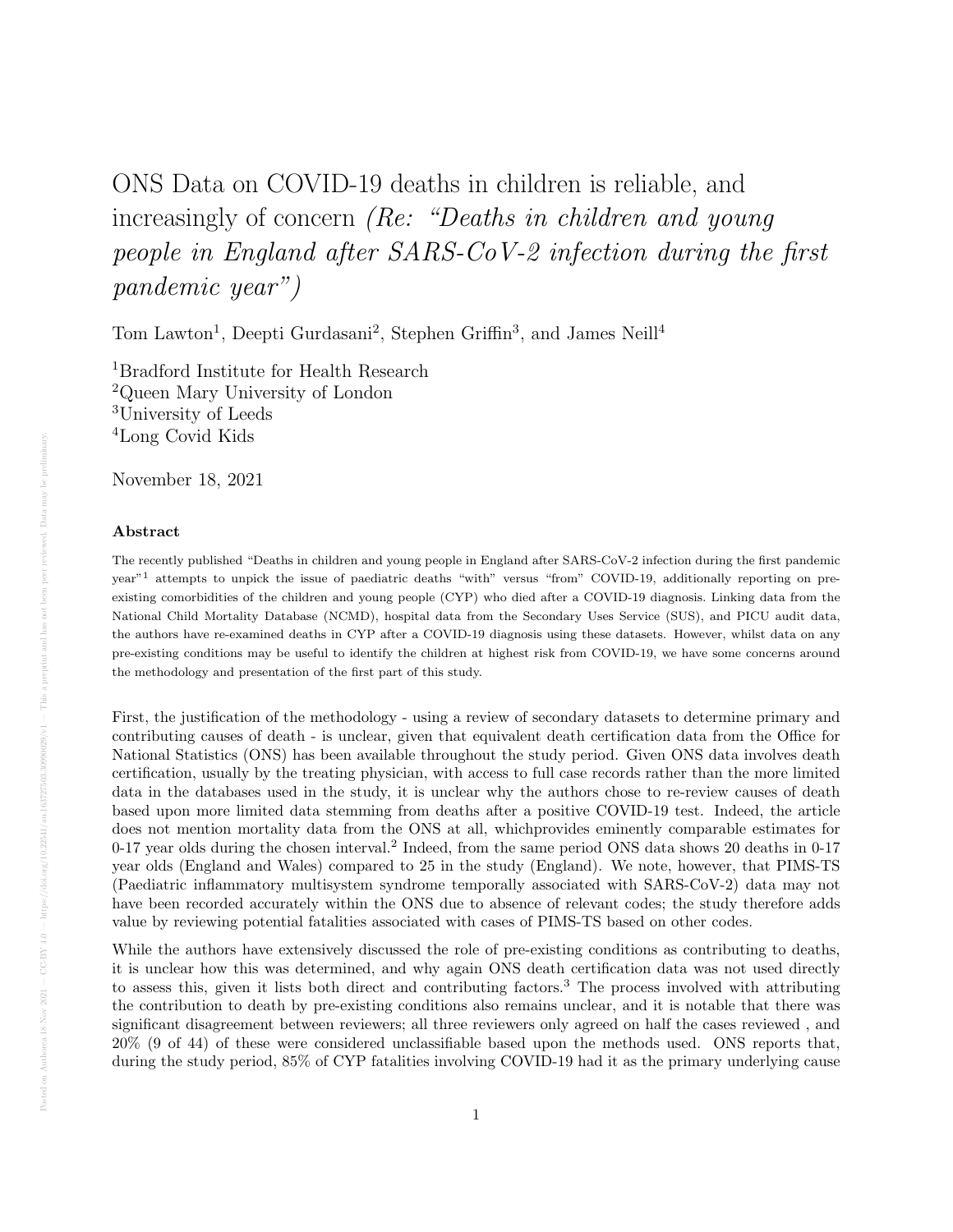# ONS Data on COVID-19 deaths in children is reliable, and increasingly of concern *(Re: "Deaths in children and young people in England after SARS-CoV-2 infection during the first pandemic year")*

Tom Lawton[1], Deepti Gurdasani[2], Stephen Griffin[3], and James Neill[4]

[1]Bradford Institute for Health Research
[2]Queen Mary University of London
[3]University of Leeds
[4]Long Covid Kids

November 18, 2021

### Abstract

The recently published "Deaths in children and young people in England after SARS-CoV-2 infection during the first pandemic year"[1] attempts to unpick the issue of paediatric deaths "with" versus "from" COVID-19, additionally reporting on pre-existing comorbidities of the children and young people (CYP) who died after a COVID-19 diagnosis. Linking data from the National Child Mortality Database (NCMD), hospital data from the Secondary Uses Service (SUS), and PICU audit data, the authors have re-examined deaths in CYP after a COVID-19 diagnosis using these datasets. However, whilst data on any pre-existing conditions may be useful to identify the children at highest risk from COVID-19, we have some concerns around the methodology and presentation of the first part of this study.

First, the justification of the methodology - using a review of secondary datasets to determine primary and contributing causes of death - is unclear, given that equivalent death certification data from the Office for National Statistics (ONS) has been available throughout the study period. Given ONS data involves death certification, usually by the treating physician, with access to full case records rather than the more limited data in the databases used in the study, it is unclear why the authors chose to re-review causes of death based upon more limited data stemming from deaths after a positive COVID-19 test. Indeed, the article does not mention mortality data from the ONS at all, whichprovides eminently comparable estimates for 0-17 year olds during the chosen interval.[2] Indeed, from the same period ONS data shows 20 deaths in 0-17 year olds (England and Wales) compared to 25 in the study (England). We note, however, that PIMS-TS (Paediatric inflammatory multisystem syndrome temporally associated with SARS-CoV-2) data may not have been recorded accurately within the ONS due to absence of relevant codes; the study therefore adds value by reviewing potential fatalities associated with cases of PIMS-TS based on other codes.

While the authors have extensively discussed the role of pre-existing conditions as contributing to deaths, it is unclear how this was determined, and why again ONS death certification data was not used directly to assess this, given it lists both direct and contributing factors.[3] The process involved with attributing the contribution to death by pre-existing conditions also remains unclear, and it is notable that there was significant disagreement between reviewers; all three reviewers only agreed on half the cases reviewed , and 20% (9 of 44) of these were considered unclassifiable based upon the methods used. ONS reports that, during the study period, 85% of CYP fatalities involving COVID-19 had it as the primary underlying cause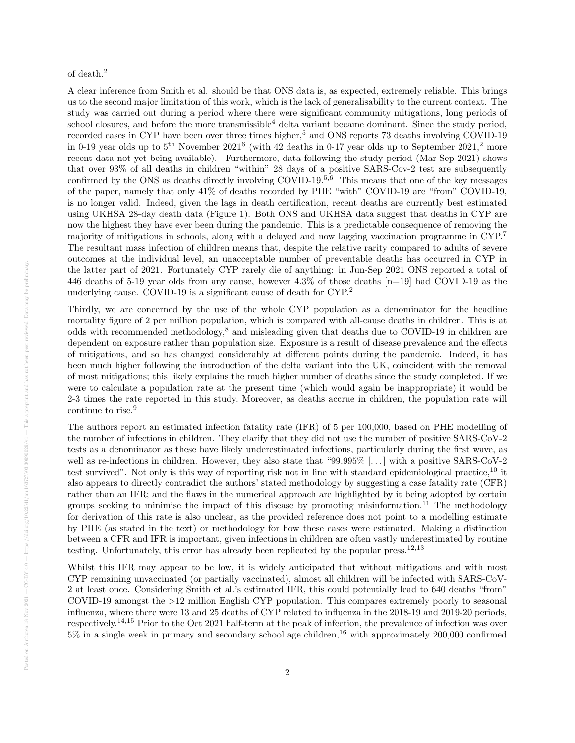of death.[2]

A clear inference from Smith et al. should be that ONS data is, as expected, extremely reliable. This brings us to the second major limitation of this work, which is the lack of generalisability to the current context. The study was carried out during a period where there were significant community mitigations, long periods of school closures, and before the more transmissible[4] delta variant became dominant. Since the study period, recorded cases in CYP have been over three times higher,[5] and ONS reports 73 deaths involving COVID-19 in 0-19 year olds up to 5th November 2021[6] (with 42 deaths in 0-17 year olds up to September 2021,[2] more recent data not yet being available). Furthermore, data following the study period (Mar-Sep 2021) shows that over 93% of all deaths in children "within" 28 days of a positive SARS-Cov-2 test are subsequently confirmed by the ONS as deaths directly involving COVID-19.[5,6] This means that one of the key messages of the paper, namely that only 41% of deaths recorded by PHE "with" COVID-19 are "from" COVID-19, is no longer valid. Indeed, given the lags in death certification, recent deaths are currently best estimated using UKHSA 28-day death data (Figure 1). Both ONS and UKHSA data suggest that deaths in CYP are now the highest they have ever been during the pandemic. This is a predictable consequence of removing the majority of mitigations in schools, along with a delayed and now lagging vaccination programme in CYP.[7] The resultant mass infection of children means that, despite the relative rarity compared to adults of severe outcomes at the individual level, an unacceptable number of preventable deaths has occurred in CYP in the latter part of 2021. Fortunately CYP rarely die of anything: in Jun-Sep 2021 ONS reported a total of 446 deaths of 5-19 year olds from any cause, however 4.3% of those deaths [n=19] had COVID-19 as the underlying cause. COVID-19 is a significant cause of death for CYP.[2]

Thirdly, we are concerned by the use of the whole CYP population as a denominator for the headline mortality figure of 2 per million population, which is compared with all-cause deaths in children. This is at odds with recommended methodology,[8] and misleading given that deaths due to COVID-19 in children are dependent on exposure rather than population size. Exposure is a result of disease prevalence and the effects of mitigations, and so has changed considerably at different points during the pandemic. Indeed, it has been much higher following the introduction of the delta variant into the UK, coincident with the removal of most mitigations; this likely explains the much higher number of deaths since the study completed. If we were to calculate a population rate at the present time (which would again be inappropriate) it would be 2-3 times the rate reported in this study. Moreover, as deaths accrue in children, the population rate will continue to rise.[9]

The authors report an estimated infection fatality rate (IFR) of 5 per 100,000, based on PHE modelling of the number of infections in children. They clarify that they did not use the number of positive SARS-CoV-2 tests as a denominator as these have likely underestimated infections, particularly during the first wave, as well as re-infections in children. However, they also state that "99.995% [. . . ] with a positive SARS-CoV-2 test survived". Not only is this way of reporting risk not in line with standard epidemiological practice,[10] it also appears to directly contradict the authors' stated methodology by suggesting a case fatality rate (CFR) rather than an IFR; and the flaws in the numerical approach are highlighted by it being adopted by certain groups seeking to minimise the impact of this disease by promoting misinformation.[11] The methodology for derivation of this rate is also unclear, as the provided reference does not point to a modelling estimate by PHE (as stated in the text) or methodology for how these cases were estimated. Making a distinction between a CFR and IFR is important, given infections in children are often vastly underestimated by routine testing. Unfortunately, this error has already been replicated by the popular press.[12,13]

Whilst this IFR may appear to be low, it is widely anticipated that without mitigations and with most CYP remaining unvaccinated (or partially vaccinated), almost all children will be infected with SARS-CoV-2 at least once. Considering Smith et al.'s estimated IFR, this could potentially lead to 640 deaths "from" COVID-19 amongst the >12 million English CYP population. This compares extremely poorly to seasonal influenza, where there were 13 and 25 deaths of CYP related to influenza in the 2018-19 and 2019-20 periods, respectively.[14,15] Prior to the Oct 2021 half-term at the peak of infection, the prevalence of infection was over 5% in a single week in primary and secondary school age children,[16] with approximately 200,000 confirmed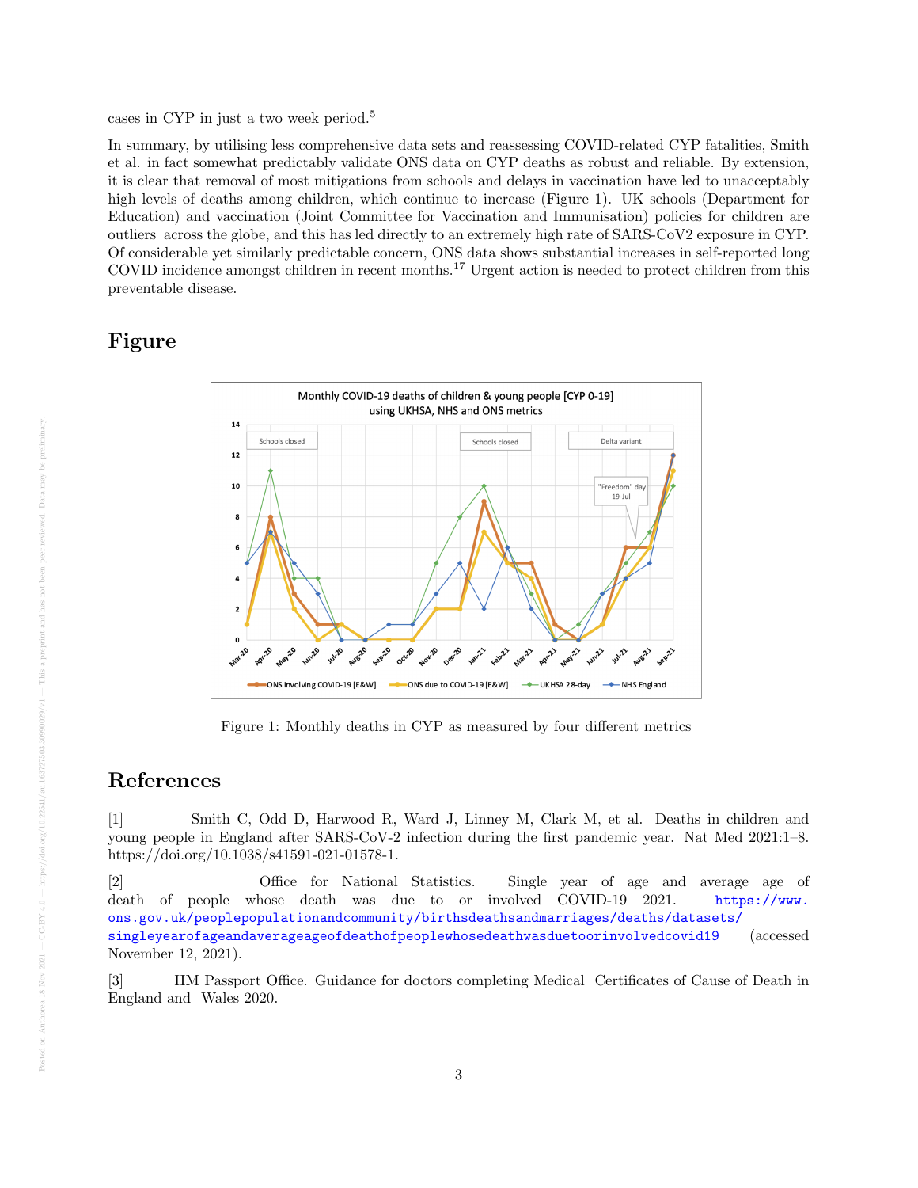cases in CYP in just a two week period.[5]

In summary, by utilising less comprehensive data sets and reassessing COVID-related CYP fatalities, Smith et al. in fact somewhat predictably validate ONS data on CYP deaths as robust and reliable. By extension, it is clear that removal of most mitigations from schools and delays in vaccination have led to unacceptably high levels of deaths among children, which continue to increase (Figure 1). UK schools (Department for Education) and vaccination (Joint Committee for Vaccination and Immunisation) policies for children are outliers across the globe, and this has led directly to an extremely high rate of SARS-CoV2 exposure in CYP. Of considerable yet similarly predictable concern, ONS data shows substantial increases in self-reported long COVID incidence amongst children in recent months.[17] Urgent action is needed to protect children from this preventable disease.

# Figure

Figure 1: Monthly deaths in CYP as measured by four different metrics

# References

[1] Smith C, Odd D, Harwood R, Ward J, Linney M, Clark M, et al. Deaths in children and young people in England after SARS-CoV-2 infection during the first pandemic year. Nat Med 2021:1–8. https://doi.org/10.1038/s41591-021-01578-1.

[2] Office for National Statistics. Single year of age and average age of death of people whose death was due to or involved COVID-19 2021. https://www.ons.gov.uk/peoplepopulationandcommunity/birthsdeathsandmarriages/deaths/datasets/singleyearofageandaverageageofdeathofpeoplewhosedeathwasduetoorinvolvedcovid19 (accessed November 12, 2021).

[3] HM Passport Office. Guidance for doctors completing Medical Certificates of Cause of Death in England and Wales 2020.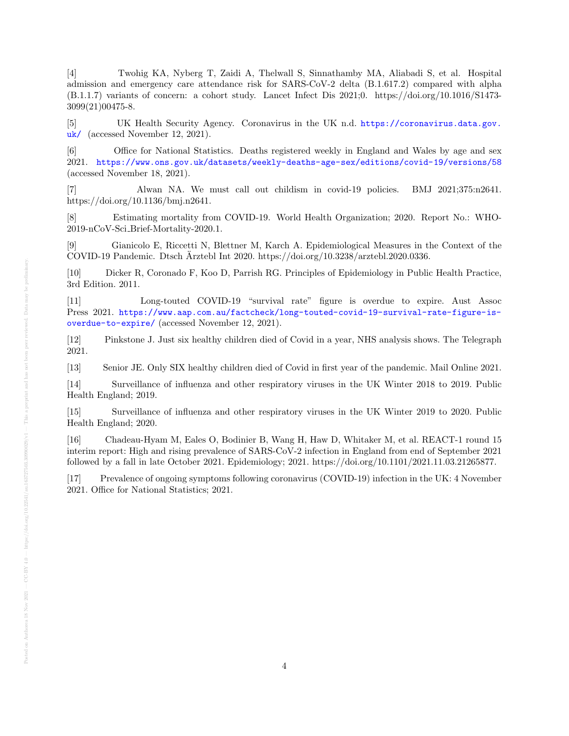[4] Twohig KA, Nyberg T, Zaidi A, Thelwall S, Sinnathamby MA, Aliabadi S, et al. Hospital admission and emergency care attendance risk for SARS-CoV-2 delta (B.1.617.2) compared with alpha (B.1.1.7) variants of concern: a cohort study. Lancet Infect Dis 2021;0. https://doi.org/10.1016/S1473-3099(21)00475-8.

[5] UK Health Security Agency. Coronavirus in the UK n.d. https://coronavirus.data.gov.uk/ (accessed November 12, 2021).

[6] Office for National Statistics. Deaths registered weekly in England and Wales by age and sex 2021. https://www.ons.gov.uk/datasets/weekly-deaths-age-sex/editions/covid-19/versions/58 (accessed November 18, 2021).

[7] Alwan NA. We must call out childism in covid-19 policies. BMJ 2021;375:n2641. https://doi.org/10.1136/bmj.n2641.

[8] Estimating mortality from COVID-19. World Health Organization; 2020. Report No.: WHO-2019-nCoV-Sci_Brief-Mortality-2020.1.

[9] Gianicolo E, Riccetti N, Blettner M, Karch A. Epidemiological Measures in the Context of the COVID-19 Pandemic. Dtsch Ärztebl Int 2020. https://doi.org/10.3238/arztebl.2020.0336.

[10] Dicker R, Coronado F, Koo D, Parrish RG. Principles of Epidemiology in Public Health Practice, 3rd Edition. 2011.

[11] Long-touted COVID-19 "survival rate" figure is overdue to expire. Aust Assoc Press 2021. https://www.aap.com.au/factcheck/long-touted-covid-19-survival-rate-figure-is-overdue-to-expire/ (accessed November 12, 2021).

[12] Pinkstone J. Just six healthy children died of Covid in a year, NHS analysis shows. The Telegraph 2021.

[13] Senior JE. Only SIX healthy children died of Covid in first year of the pandemic. Mail Online 2021.

[14] Surveillance of influenza and other respiratory viruses in the UK Winter 2018 to 2019. Public Health England; 2019.

[15] Surveillance of influenza and other respiratory viruses in the UK Winter 2019 to 2020. Public Health England; 2020.

[16] Chadeau-Hyam M, Eales O, Bodinier B, Wang H, Haw D, Whitaker M, et al. REACT-1 round 15 interim report: High and rising prevalence of SARS-CoV-2 infection in England from end of September 2021 followed by a fall in late October 2021. Epidemiology; 2021. https://doi.org/10.1101/2021.11.03.21265877.

[17] Prevalence of ongoing symptoms following coronavirus (COVID-19) infection in the UK: 4 November 2021. Office for National Statistics; 2021.